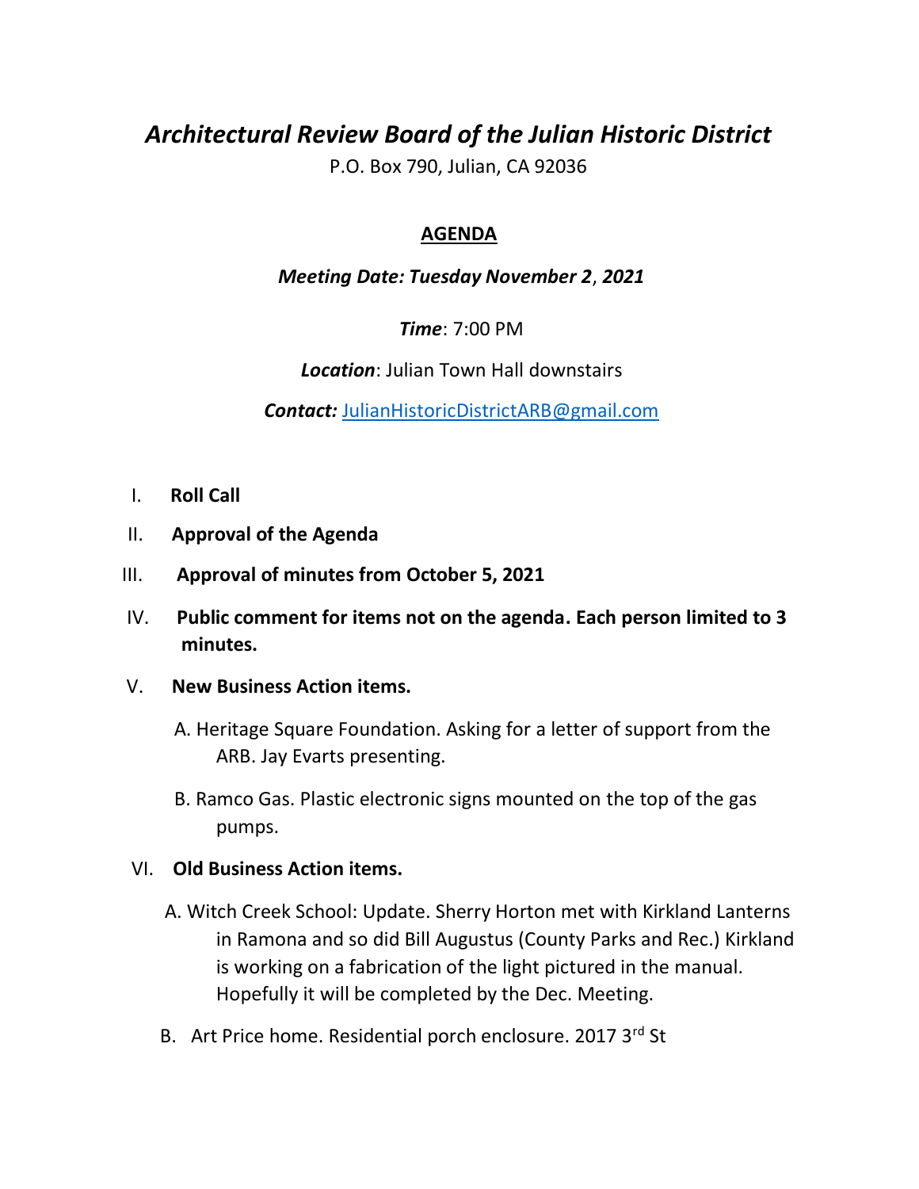# *Architectural Review Board of the Julian Historic District*

P.O. Box 790, Julian, CA 92036

## AGENDA

***Meeting Date: Tuesday November 2*, *2021***

***Time***: 7:00 PM

***Location***: Julian Town Hall downstairs

***Contact:*** JulianHistoricDistrictARB@gmail.com

I. **Roll Call**

II. **Approval of the Agenda**

III. **Approval of minutes from October 5, 2021**

IV. **Public comment for items not on the agenda. Each person limited to 3 minutes.**

V. **New Business Action items.**

   A. Heritage Square Foundation. Asking for a letter of support from the ARB. Jay Evarts presenting.

   B. Ramco Gas. Plastic electronic signs mounted on the top of the gas pumps.

VI. **Old Business Action items.**

   A. Witch Creek School: Update. Sherry Horton met with Kirkland Lanterns in Ramona and so did Bill Augustus (County Parks and Rec.) Kirkland is working on a fabrication of the light pictured in the manual. Hopefully it will be completed by the Dec. Meeting.

   B. Art Price home. Residential porch enclosure. 2017 3rd St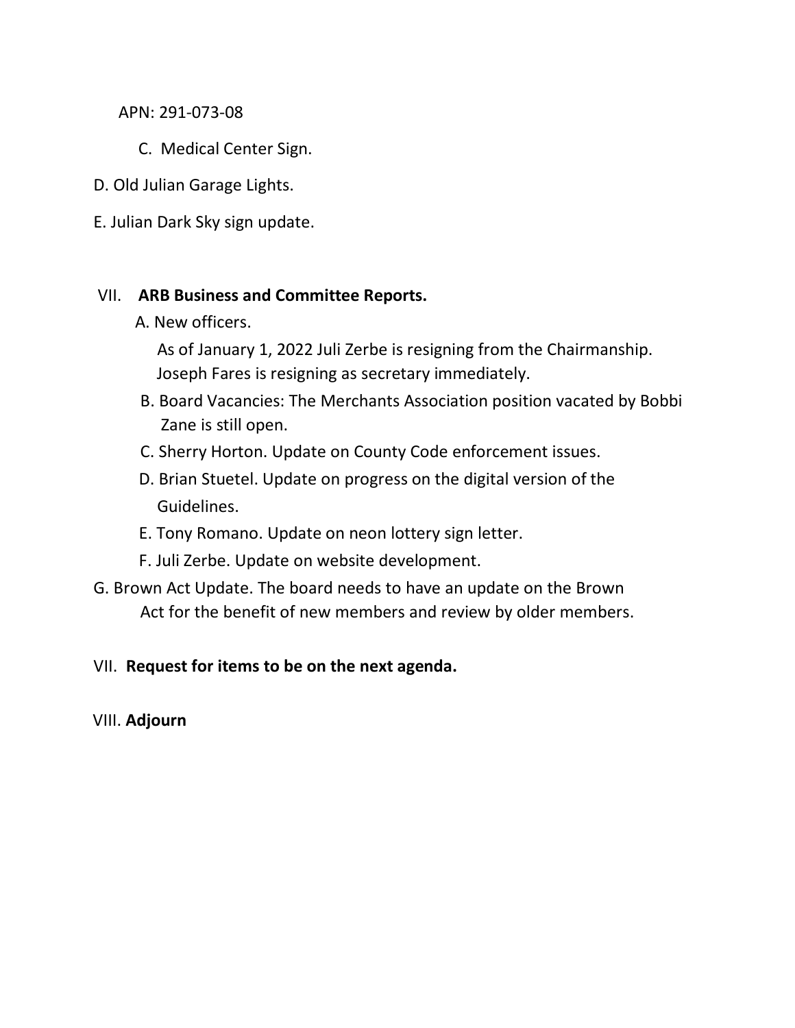APN: 291-073-08

C. Medical Center Sign.

D. Old Julian Garage Lights.

E. Julian Dark Sky sign update.

VII. **ARB Business and Committee Reports.**

A. New officers.

As of January 1, 2022 Juli Zerbe is resigning from the Chairmanship. Joseph Fares is resigning as secretary immediately.

B. Board Vacancies: The Merchants Association position vacated by Bobbi Zane is still open.

C. Sherry Horton. Update on County Code enforcement issues.

D. Brian Stuetel. Update on progress on the digital version of the Guidelines.

E. Tony Romano. Update on neon lottery sign letter.

F. Juli Zerbe. Update on website development.

G. Brown Act Update. The board needs to have an update on the Brown Act for the benefit of new members and review by older members.

VII. **Request for items to be on the next agenda.**

VIII. **Adjourn**